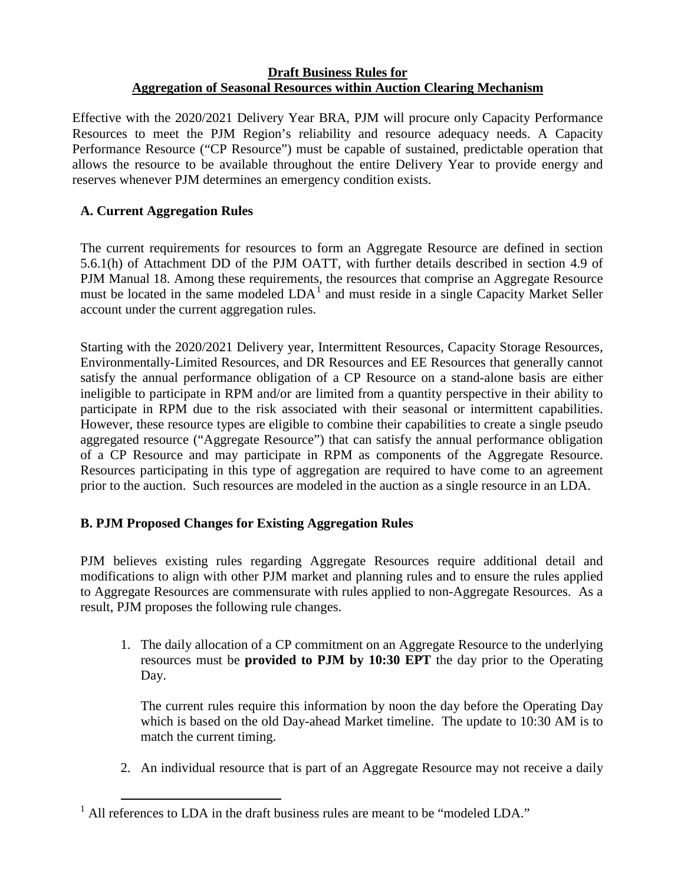# Draft Business Rules for Aggregation of Seasonal Resources within Auction Clearing Mechanism

Effective with the 2020/2021 Delivery Year BRA, PJM will procure only Capacity Performance Resources to meet the PJM Region's reliability and resource adequacy needs. A Capacity Performance Resource ("CP Resource") must be capable of sustained, predictable operation that allows the resource to be available throughout the entire Delivery Year to provide energy and reserves whenever PJM determines an emergency condition exists.

## A. Current Aggregation Rules

The current requirements for resources to form an Aggregate Resource are defined in section 5.6.1(h) of Attachment DD of the PJM OATT, with further details described in section 4.9 of PJM Manual 18. Among these requirements, the resources that comprise an Aggregate Resource must be located in the same modeled LDA[1] and must reside in a single Capacity Market Seller account under the current aggregation rules.

Starting with the 2020/2021 Delivery year, Intermittent Resources, Capacity Storage Resources, Environmentally-Limited Resources, and DR Resources and EE Resources that generally cannot satisfy the annual performance obligation of a CP Resource on a stand-alone basis are either ineligible to participate in RPM and/or are limited from a quantity perspective in their ability to participate in RPM due to the risk associated with their seasonal or intermittent capabilities. However, these resource types are eligible to combine their capabilities to create a single pseudo aggregated resource ("Aggregate Resource") that can satisfy the annual performance obligation of a CP Resource and may participate in RPM as components of the Aggregate Resource. Resources participating in this type of aggregation are required to have come to an agreement prior to the auction. Such resources are modeled in the auction as a single resource in an LDA.

## B. PJM Proposed Changes for Existing Aggregation Rules

PJM believes existing rules regarding Aggregate Resources require additional detail and modifications to align with other PJM market and planning rules and to ensure the rules applied to Aggregate Resources are commensurate with rules applied to non-Aggregate Resources. As a result, PJM proposes the following rule changes.

1. The daily allocation of a CP commitment on an Aggregate Resource to the underlying resources must be **provided to PJM by 10:30 EPT** the day prior to the Operating Day.

   The current rules require this information by noon the day before the Operating Day which is based on the old Day-ahead Market timeline. The update to 10:30 AM is to match the current timing.

2. An individual resource that is part of an Aggregate Resource may not receive a daily

[1] All references to LDA in the draft business rules are meant to be "modeled LDA."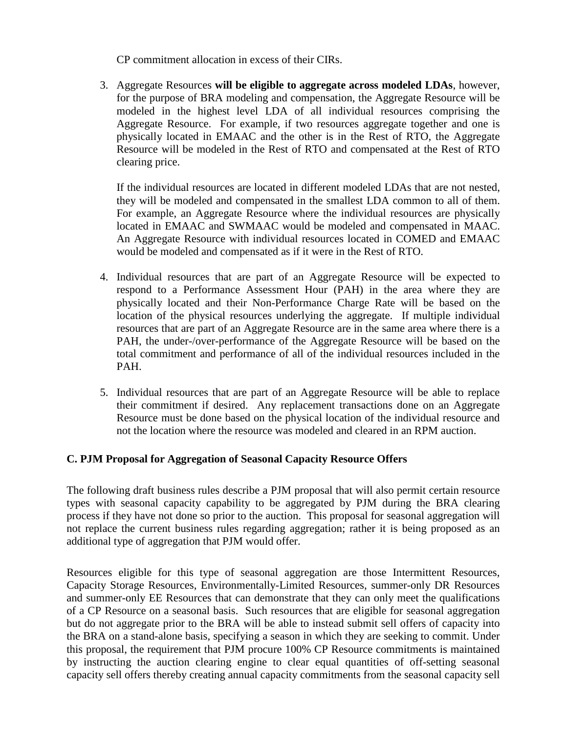CP commitment allocation in excess of their CIRs.

3. Aggregate Resources **will be eligible to aggregate across modeled LDAs**, however, for the purpose of BRA modeling and compensation, the Aggregate Resource will be modeled in the highest level LDA of all individual resources comprising the Aggregate Resource. For example, if two resources aggregate together and one is physically located in EMAAC and the other is in the Rest of RTO, the Aggregate Resource will be modeled in the Rest of RTO and compensated at the Rest of RTO clearing price.

   If the individual resources are located in different modeled LDAs that are not nested, they will be modeled and compensated in the smallest LDA common to all of them. For example, an Aggregate Resource where the individual resources are physically located in EMAAC and SWMAAC would be modeled and compensated in MAAC. An Aggregate Resource with individual resources located in COMED and EMAAC would be modeled and compensated as if it were in the Rest of RTO.

4. Individual resources that are part of an Aggregate Resource will be expected to respond to a Performance Assessment Hour (PAH) in the area where they are physically located and their Non-Performance Charge Rate will be based on the location of the physical resources underlying the aggregate. If multiple individual resources that are part of an Aggregate Resource are in the same area where there is a PAH, the under-/over-performance of the Aggregate Resource will be based on the total commitment and performance of all of the individual resources included in the PAH.

5. Individual resources that are part of an Aggregate Resource will be able to replace their commitment if desired. Any replacement transactions done on an Aggregate Resource must be done based on the physical location of the individual resource and not the location where the resource was modeled and cleared in an RPM auction.

## C. PJM Proposal for Aggregation of Seasonal Capacity Resource Offers

The following draft business rules describe a PJM proposal that will also permit certain resource types with seasonal capacity capability to be aggregated by PJM during the BRA clearing process if they have not done so prior to the auction. This proposal for seasonal aggregation will not replace the current business rules regarding aggregation; rather it is being proposed as an additional type of aggregation that PJM would offer.

Resources eligible for this type of seasonal aggregation are those Intermittent Resources, Capacity Storage Resources, Environmentally-Limited Resources, summer-only DR Resources and summer-only EE Resources that can demonstrate that they can only meet the qualifications of a CP Resource on a seasonal basis. Such resources that are eligible for seasonal aggregation but do not aggregate prior to the BRA will be able to instead submit sell offers of capacity into the BRA on a stand-alone basis, specifying a season in which they are seeking to commit. Under this proposal, the requirement that PJM procure 100% CP Resource commitments is maintained by instructing the auction clearing engine to clear equal quantities of off-setting seasonal capacity sell offers thereby creating annual capacity commitments from the seasonal capacity sell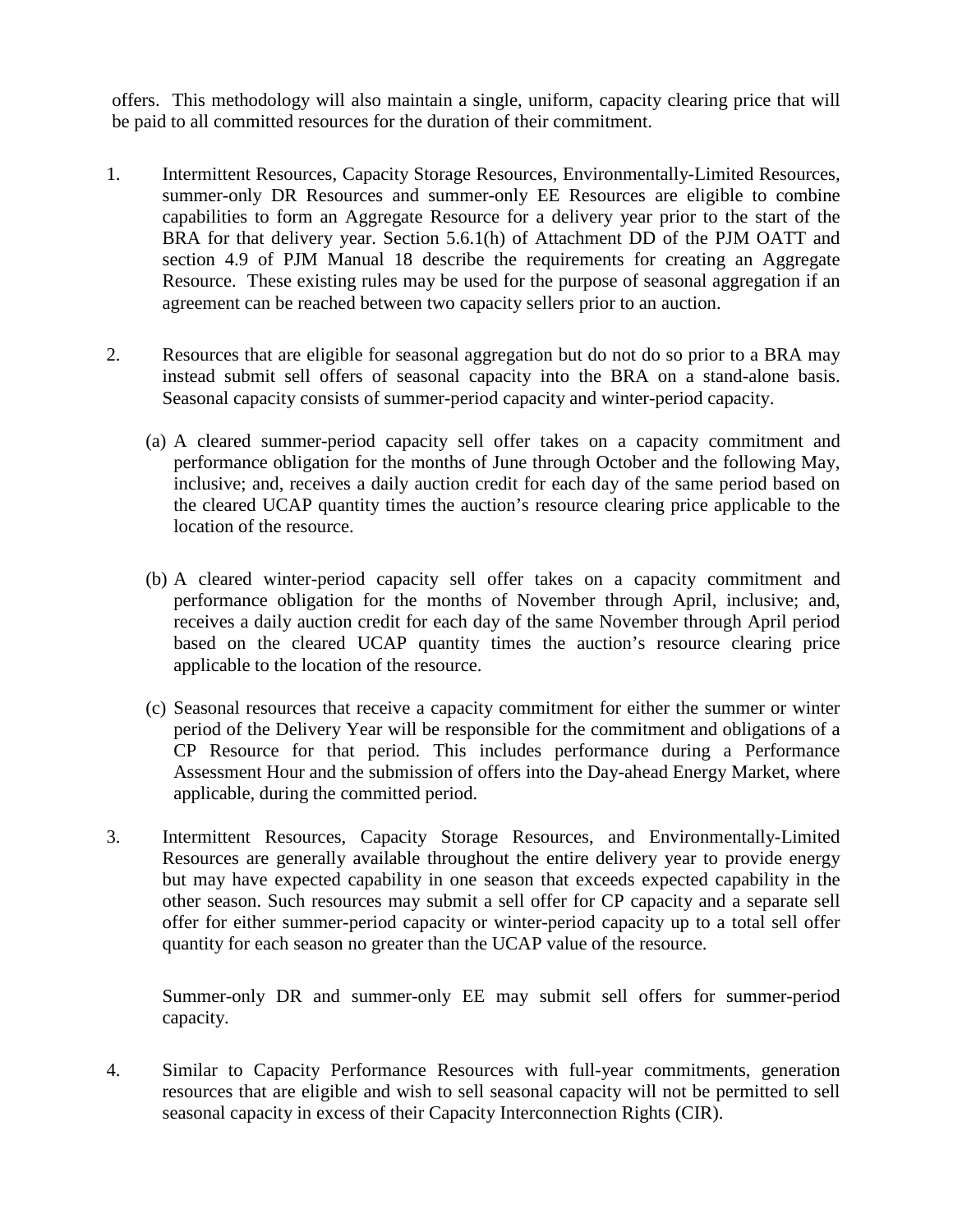offers. This methodology will also maintain a single, uniform, capacity clearing price that will be paid to all committed resources for the duration of their commitment.

1. Intermittent Resources, Capacity Storage Resources, Environmentally-Limited Resources, summer-only DR Resources and summer-only EE Resources are eligible to combine capabilities to form an Aggregate Resource for a delivery year prior to the start of the BRA for that delivery year. Section 5.6.1(h) of Attachment DD of the PJM OATT and section 4.9 of PJM Manual 18 describe the requirements for creating an Aggregate Resource. These existing rules may be used for the purpose of seasonal aggregation if an agreement can be reached between two capacity sellers prior to an auction.

2. Resources that are eligible for seasonal aggregation but do not do so prior to a BRA may instead submit sell offers of seasonal capacity into the BRA on a stand-alone basis. Seasonal capacity consists of summer-period capacity and winter-period capacity.

   (a) A cleared summer-period capacity sell offer takes on a capacity commitment and performance obligation for the months of June through October and the following May, inclusive; and, receives a daily auction credit for each day of the same period based on the cleared UCAP quantity times the auction's resource clearing price applicable to the location of the resource.

   (b) A cleared winter-period capacity sell offer takes on a capacity commitment and performance obligation for the months of November through April, inclusive; and, receives a daily auction credit for each day of the same November through April period based on the cleared UCAP quantity times the auction's resource clearing price applicable to the location of the resource.

   (c) Seasonal resources that receive a capacity commitment for either the summer or winter period of the Delivery Year will be responsible for the commitment and obligations of a CP Resource for that period. This includes performance during a Performance Assessment Hour and the submission of offers into the Day-ahead Energy Market, where applicable, during the committed period.

3. Intermittent Resources, Capacity Storage Resources, and Environmentally-Limited Resources are generally available throughout the entire delivery year to provide energy but may have expected capability in one season that exceeds expected capability in the other season. Such resources may submit a sell offer for CP capacity and a separate sell offer for either summer-period capacity or winter-period capacity up to a total sell offer quantity for each season no greater than the UCAP value of the resource.

   Summer-only DR and summer-only EE may submit sell offers for summer-period capacity.

4. Similar to Capacity Performance Resources with full-year commitments, generation resources that are eligible and wish to sell seasonal capacity will not be permitted to sell seasonal capacity in excess of their Capacity Interconnection Rights (CIR).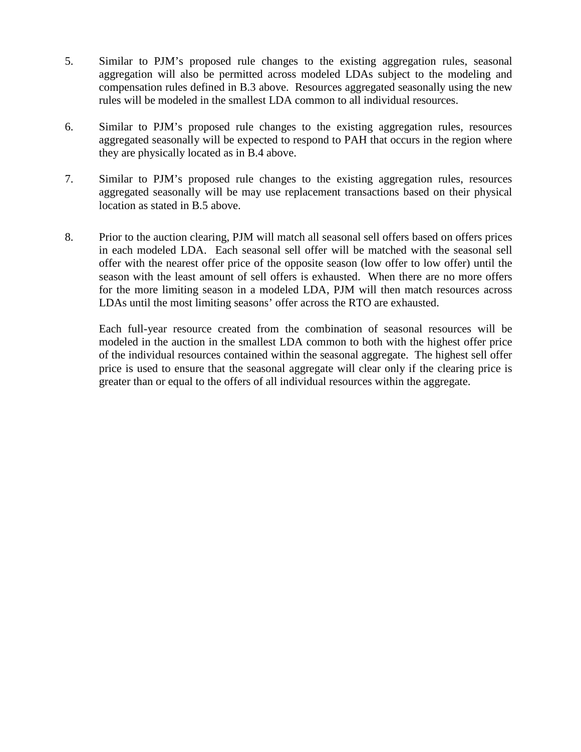5. Similar to PJM's proposed rule changes to the existing aggregation rules, seasonal aggregation will also be permitted across modeled LDAs subject to the modeling and compensation rules defined in B.3 above. Resources aggregated seasonally using the new rules will be modeled in the smallest LDA common to all individual resources.

6. Similar to PJM's proposed rule changes to the existing aggregation rules, resources aggregated seasonally will be expected to respond to PAH that occurs in the region where they are physically located as in B.4 above.

7. Similar to PJM's proposed rule changes to the existing aggregation rules, resources aggregated seasonally will be may use replacement transactions based on their physical location as stated in B.5 above.

8. Prior to the auction clearing, PJM will match all seasonal sell offers based on offers prices in each modeled LDA. Each seasonal sell offer will be matched with the seasonal sell offer with the nearest offer price of the opposite season (low offer to low offer) until the season with the least amount of sell offers is exhausted. When there are no more offers for the more limiting season in a modeled LDA, PJM will then match resources across LDAs until the most limiting seasons' offer across the RTO are exhausted.

   Each full-year resource created from the combination of seasonal resources will be modeled in the auction in the smallest LDA common to both with the highest offer price of the individual resources contained within the seasonal aggregate. The highest sell offer price is used to ensure that the seasonal aggregate will clear only if the clearing price is greater than or equal to the offers of all individual resources within the aggregate.